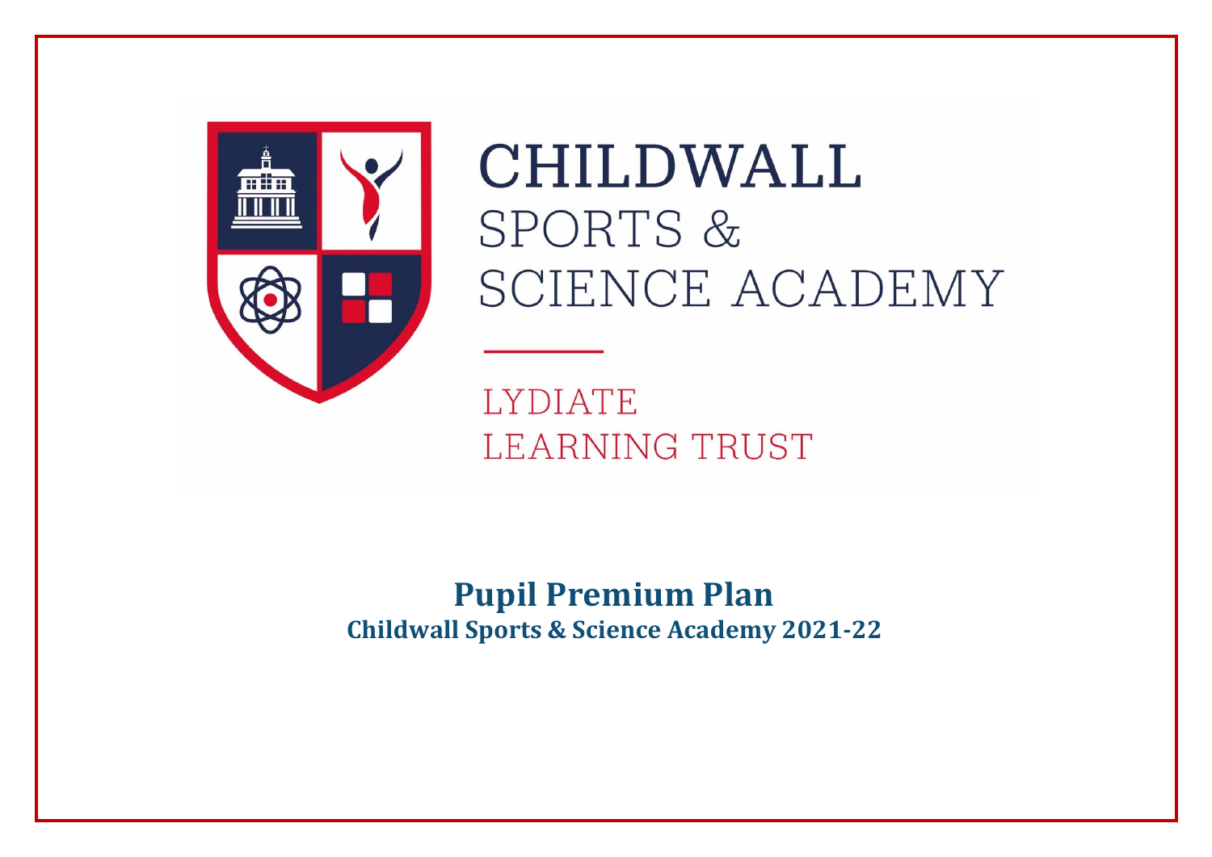CHILDWALL

SPORTS &

SCIENCE ACADEMY

LYDIATE

LEARNING TRUST

# Pupil Premium Plan

## Childwall Sports & Science Academy 2021-22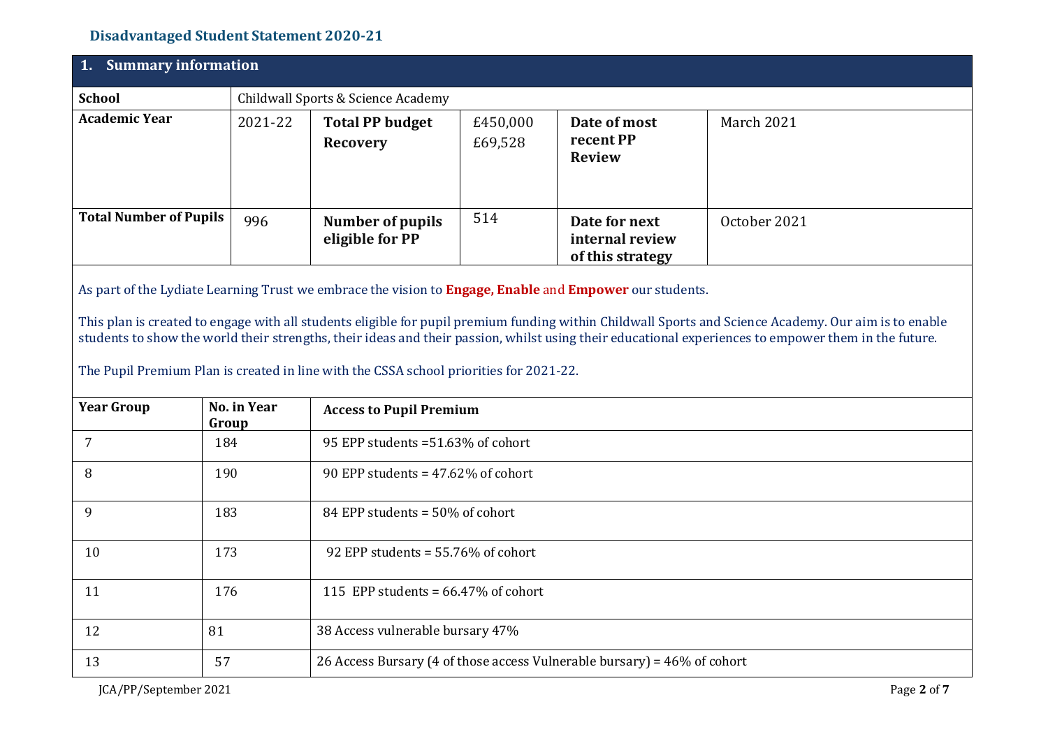## Disadvantaged Student Statement 2020-21

| **1. Summary information** | | | | | |
|---|---|---|---|---|---|
| **School** | Childwall Sports & Science Academy | | | | |
| **Academic Year** | 2021-22 | **Total PP budget**<br>**Recovery** | £450,000<br>£69,528 | **Date of most recent PP Review** | March 2021 |
| **Total Number of Pupils** | 996 | **Number of pupils eligible for PP** | 514 | **Date for next internal review of this strategy** | October 2021 |

As part of the Lydiate Learning Trust we embrace the vision to **Engage, Enable** and **Empower** our students.

This plan is created to engage with all students eligible for pupil premium funding within Childwall Sports and Science Academy. Our aim is to enable students to show the world their strengths, their ideas and their passion, whilst using their educational experiences to empower them in the future.

The Pupil Premium Plan is created in line with the CSSA school priorities for 2021-22.

| **Year Group** | **No. in Year Group** | **Access to Pupil Premium** |
|---|---|---|
| 7 | 184 | 95 EPP students =51.63% of cohort |
| 8 | 190 | 90 EPP students = 47.62% of cohort |
| 9 | 183 | 84 EPP students = 50% of cohort |
| 10 | 173 | 92 EPP students = 55.76% of cohort |
| 11 | 176 | 115 EPP students = 66.47% of cohort |
| 12 | 81 | 38 Access vulnerable bursary 47% |
| 13 | 57 | 26 Access Bursary (4 of those access Vulnerable bursary) = 46% of cohort |

JCA/PP/September 2021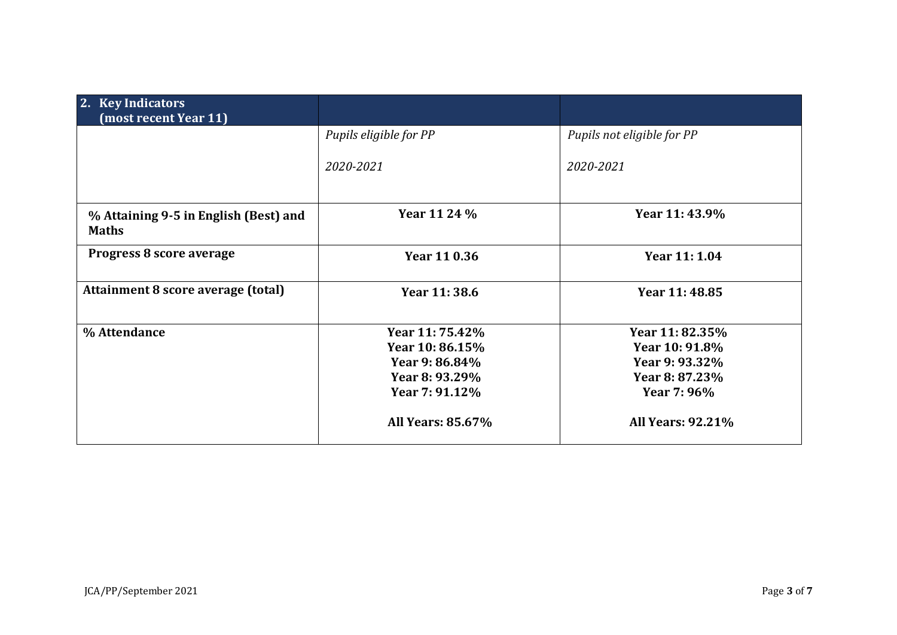| 2. Key Indicators (most recent Year 11) | | |
|---|---|---|
| | *Pupils eligible for PP*<br><br>*2020-2021* | *Pupils not eligible for PP*<br><br>*2020-2021* |
| **% Attaining 9-5 in English (Best) and Maths** | **Year 11 24 %** | **Year 11: 43.9%** |
| **Progress 8 score average** | **Year 11 0.36** | **Year 11: 1.04** |
| **Attainment 8 score average (total)** | **Year 11: 38.6** | **Year 11: 48.85** |
| **% Attendance** | **Year 11: 75.42%**<br>**Year 10: 86.15%**<br>**Year 9: 86.84%**<br>**Year 8: 93.29%**<br>**Year 7: 91.12%**<br><br>**All Years: 85.67%** | **Year 11: 82.35%**<br>**Year 10: 91.8%**<br>**Year 9: 93.32%**<br>**Year 8: 87.23%**<br>**Year 7: 96%**<br><br>**All Years: 92.21%** |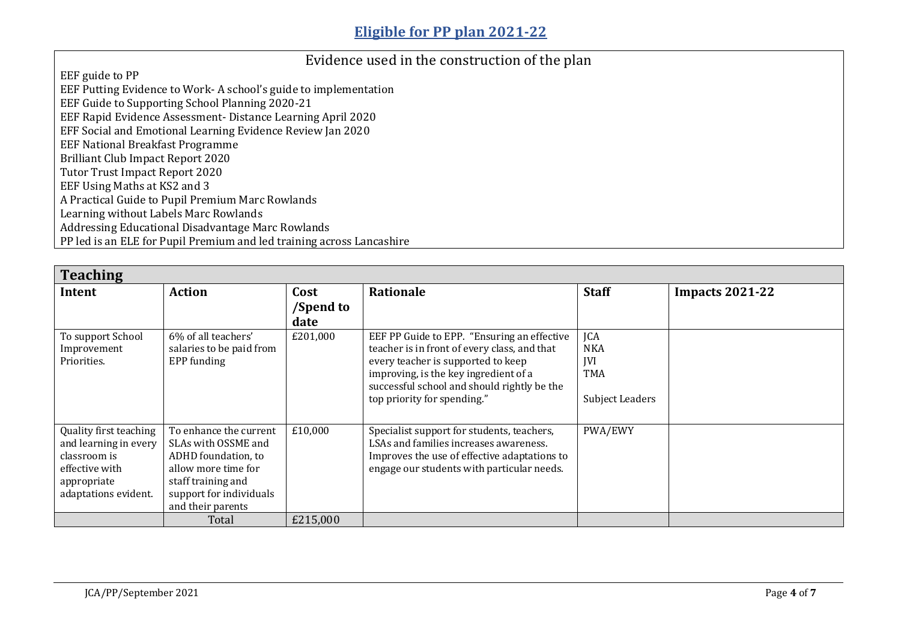# Eligible for PP plan 2021-22

| Evidence used in the construction of the plan |
|---|
| EEF guide to PP<br>EEF Putting Evidence to Work- A school's guide to implementation<br>EEF Guide to Supporting School Planning 2020-21<br>EEF Rapid Evidence Assessment- Distance Learning April 2020<br>EFF Social and Emotional Learning Evidence Review Jan 2020<br>EEF National Breakfast Programme<br>Brilliant Club Impact Report 2020<br>Tutor Trust Impact Report 2020<br>EEF Using Maths at KS2 and 3<br>A Practical Guide to Pupil Premium Marc Rowlands<br>Learning without Labels Marc Rowlands<br>Addressing Educational Disadvantage Marc Rowlands<br>PP led is an ELE for Pupil Premium and led training across Lancashire |

| **Teaching** | | | | | |
|---|---|---|---|---|---|
| **Intent** | **Action** | **Cost /Spend to date** | **Rationale** | **Staff** | **Impacts 2021-22** |
| To support School Improvement Priorities. | 6% of all teachers' salaries to be paid from EPP funding | £201,000 | EEF PP Guide to EPP. "Ensuring an effective teacher is in front of every class, and that every teacher is supported to keep improving, is the key ingredient of a successful school and should rightly be the top priority for spending." | JCA<br>NKA<br>JVI<br>TMA<br><br>Subject Leaders | |
| Quality first teaching and learning in every classroom is effective with appropriate adaptations evident. | To enhance the current SLAs with OSSME and ADHD foundation, to allow more time for staff training and support for individuals and their parents | £10,000 | Specialist support for students, teachers, LSAs and families increases awareness. Improves the use of effective adaptations to engage our students with particular needs. | PWA/EWY | |
| | Total | £215,000 | | | |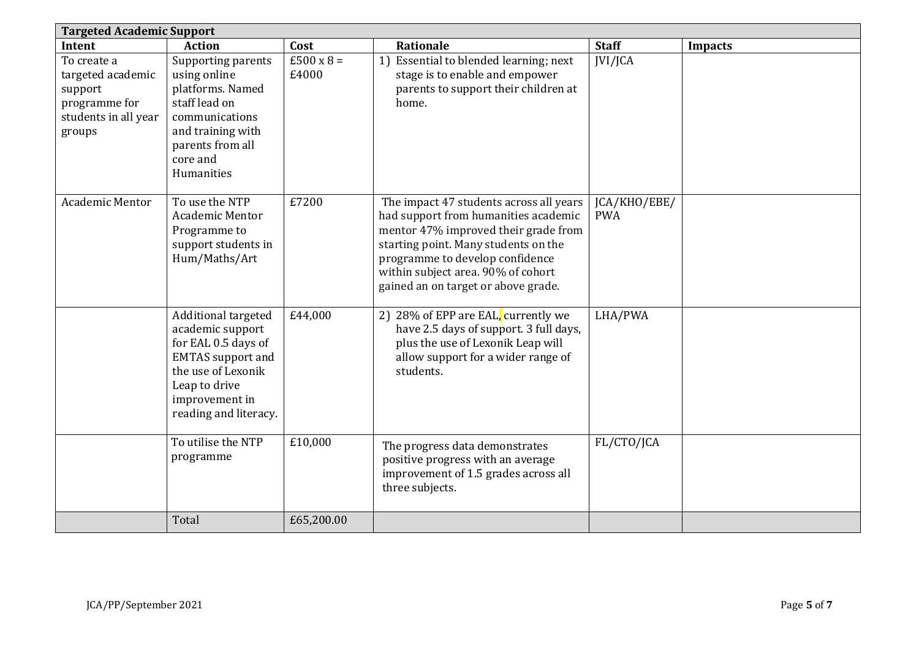| Targeted Academic Support | | | | | |
|---|---|---|---|---|---|
| **Intent** | **Action** | **Cost** | **Rationale** | **Staff** | **Impacts** |
| To create a targeted academic support programme for students in all year groups | Supporting parents using online platforms. Named staff lead on communications and training with parents from all core and Humanities | £500 x 8 = £4000 | 1) Essential to blended learning; next stage is to enable and empower parents to support their children at home. | JVI/JCA | |
| Academic Mentor | To use the NTP Academic Mentor Programme to support students in Hum/Maths/Art | £7200 | The impact 47 students across all years had support from humanities academic mentor 47% improved their grade from starting point. Many students on the programme to develop confidence within subject area. 90% of cohort gained an on target or above grade. | JCA/KHO/EBE/ PWA | |
| | Additional targeted academic support for EAL 0.5 days of EMTAS support and the use of Lexonik Leap to drive improvement in reading and literacy. | £44,000 | 2) 28% of EPP are EAL, currently we have 2.5 days of support. 3 full days, plus the use of Lexonik Leap will allow support for a wider range of students. | LHA/PWA | |
| | To utilise the NTP programme | £10,000 | The progress data demonstrates positive progress with an average improvement of 1.5 grades across all three subjects. | FL/CTO/JCA | |
| | Total | £65,200.00 | | | |

JCA/PP/September 2021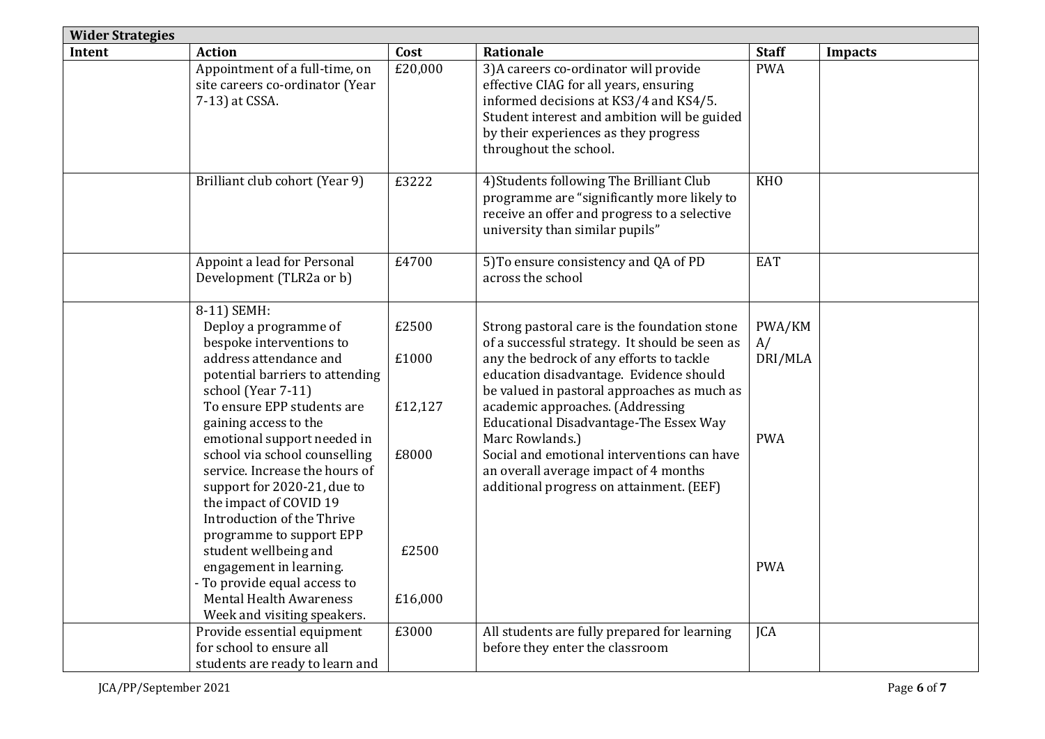| Wider Strategies | | | | | |
|---|---|---|---|---|---|
| **Intent** | **Action** | **Cost** | **Rationale** | **Staff** | **Impacts** |
| | Appointment of a full-time, on site careers co-ordinator (Year 7-13) at CSSA. | £20,000 | 3)A careers co-ordinator will provide effective CIAG for all years, ensuring informed decisions at KS3/4 and KS4/5. Student interest and ambition will be guided by their experiences as they progress throughout the school. | PWA | |
| | Brilliant club cohort (Year 9) | £3222 | 4)Students following The Brilliant Club programme are "significantly more likely to receive an offer and progress to a selective university than similar pupils" | KHO | |
| | Appoint a lead for Personal Development (TLR2a or b) | £4700 | 5)To ensure consistency and QA of PD across the school | EAT | |
| | 8-11) SEMH:<br>Deploy a programme of bespoke interventions to address attendance and potential barriers to attending school (Year 7-11)<br>To ensure EPP students are gaining access to the emotional support needed in school via school counselling service. Increase the hours of support for 2020-21, due to the impact of COVID 19<br>Introduction of the Thrive programme to support EPP student wellbeing and engagement in learning.<br>- To provide equal access to Mental Health Awareness Week and visiting speakers. | £2500<br>£1000<br>£12,127<br>£8000<br>£2500<br>£16,000 | Strong pastoral care is the foundation stone of a successful strategy. It should be seen as any the bedrock of any efforts to tackle education disadvantage. Evidence should be valued in pastoral approaches as much as academic approaches. (Addressing Educational Disadvantage-The Essex Way Marc Rowlands.)<br>Social and emotional interventions can have an overall average impact of 4 months additional progress on attainment. (EEF) | PWA/KMA/<br>DRI/MLA<br>PWA<br>PWA | |
| | Provide essential equipment for school to ensure all students are ready to learn and | £3000 | All students are fully prepared for learning before they enter the classroom | JCA | |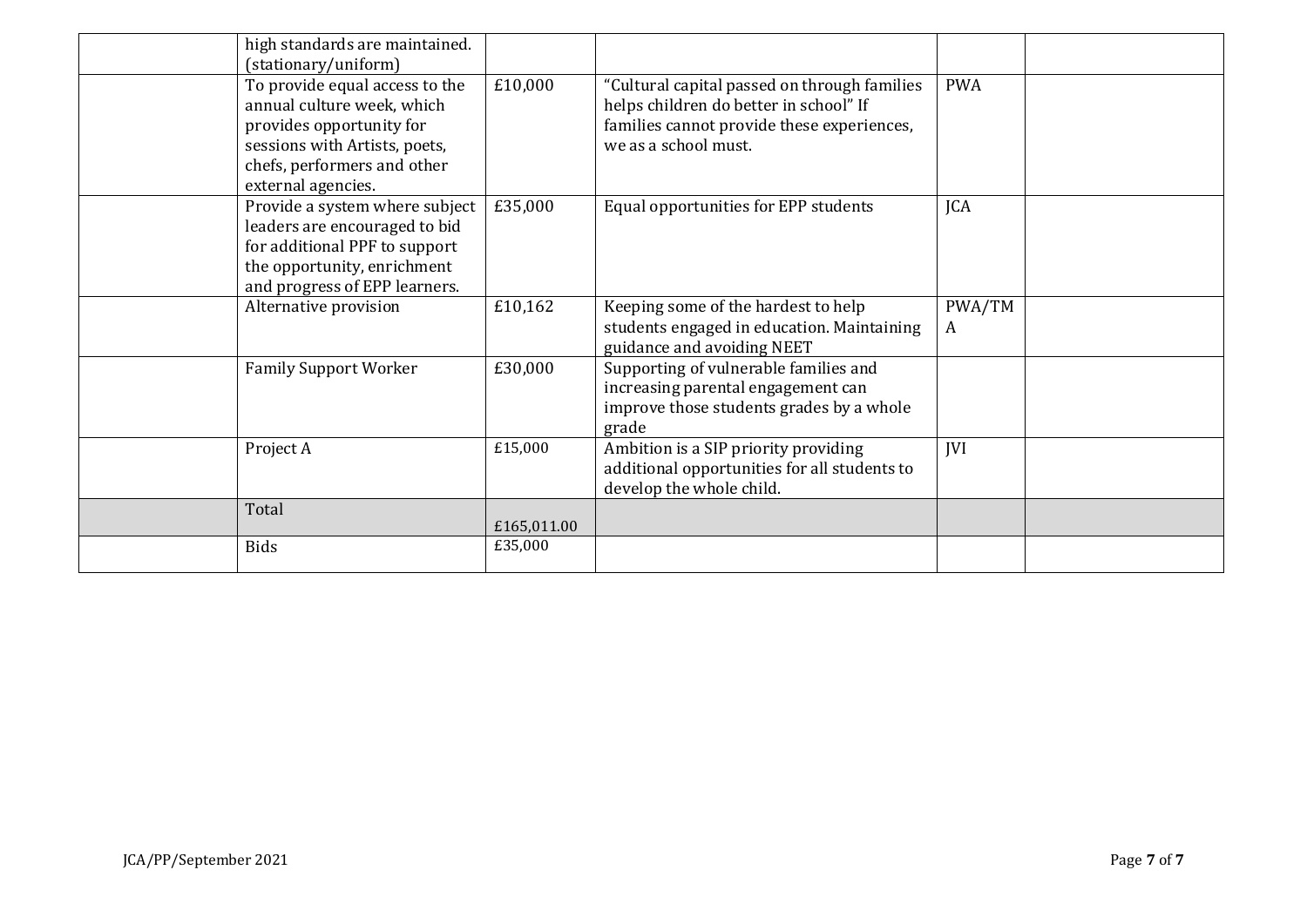| | | | | | |
|---|---|---|---|---|---|
| | high standards are maintained. (stationary/uniform) | | | | |
| | To provide equal access to the annual culture week, which provides opportunity for sessions with Artists, poets, chefs, performers and other external agencies. | £10,000 | "Cultural capital passed on through families helps children do better in school" If families cannot provide these experiences, we as a school must. | PWA | |
| | Provide a system where subject leaders are encouraged to bid for additional PPF to support the opportunity, enrichment and progress of EPP learners. | £35,000 | Equal opportunities for EPP students | JCA | |
| | Alternative provision | £10,162 | Keeping some of the hardest to help students engaged in education. Maintaining guidance and avoiding NEET | PWA/TMA | |
| | Family Support Worker | £30,000 | Supporting of vulnerable families and increasing parental engagement can improve those students grades by a whole grade | | |
| | Project A | £15,000 | Ambition is a SIP priority providing additional opportunities for all students to develop the whole child. | JVI | |
| | Total | £165,011.00 | | | |
| | Bids | £35,000 | | | |

JCA/PP/September 2021